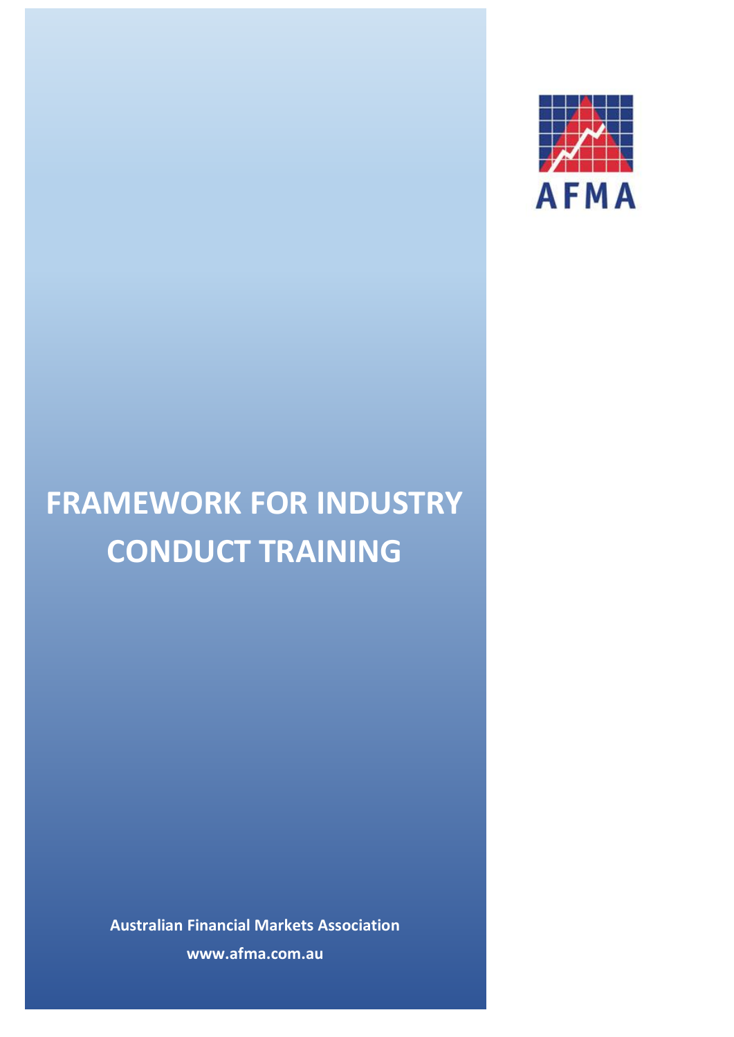AFMA

# FRAMEWORK FOR INDUSTRY CONDUCT TRAINING

**Australian Financial Markets Association**

**www.afma.com.au**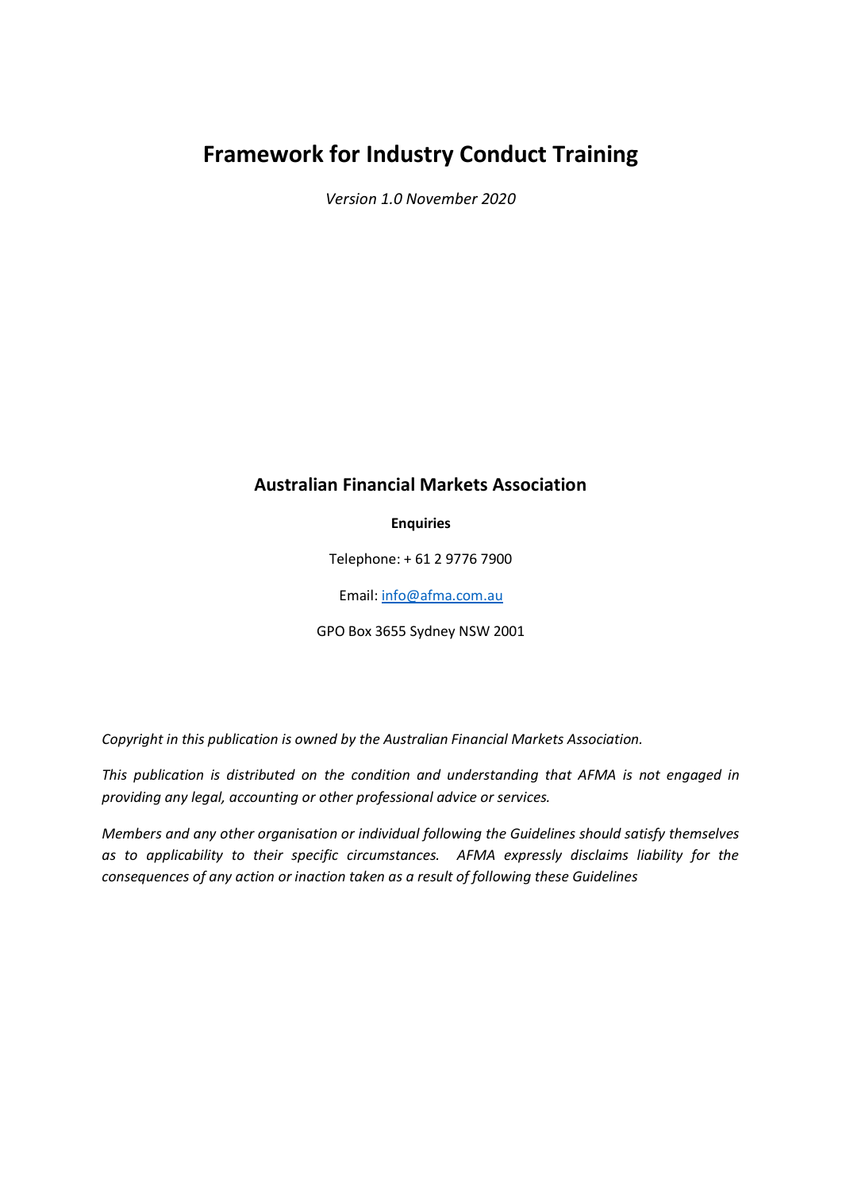# Framework for Industry Conduct Training

*Version 1.0 November 2020*

## Australian Financial Markets Association

**Enquiries**

Telephone: + 61 2 9776 7900

Email: info@afma.com.au

GPO Box 3655 Sydney NSW 2001

*Copyright in this publication is owned by the Australian Financial Markets Association.*

*This publication is distributed on the condition and understanding that AFMA is not engaged in providing any legal, accounting or other professional advice or services.*

*Members and any other organisation or individual following the Guidelines should satisfy themselves as to applicability to their specific circumstances. AFMA expressly disclaims liability for the consequences of any action or inaction taken as a result of following these Guidelines*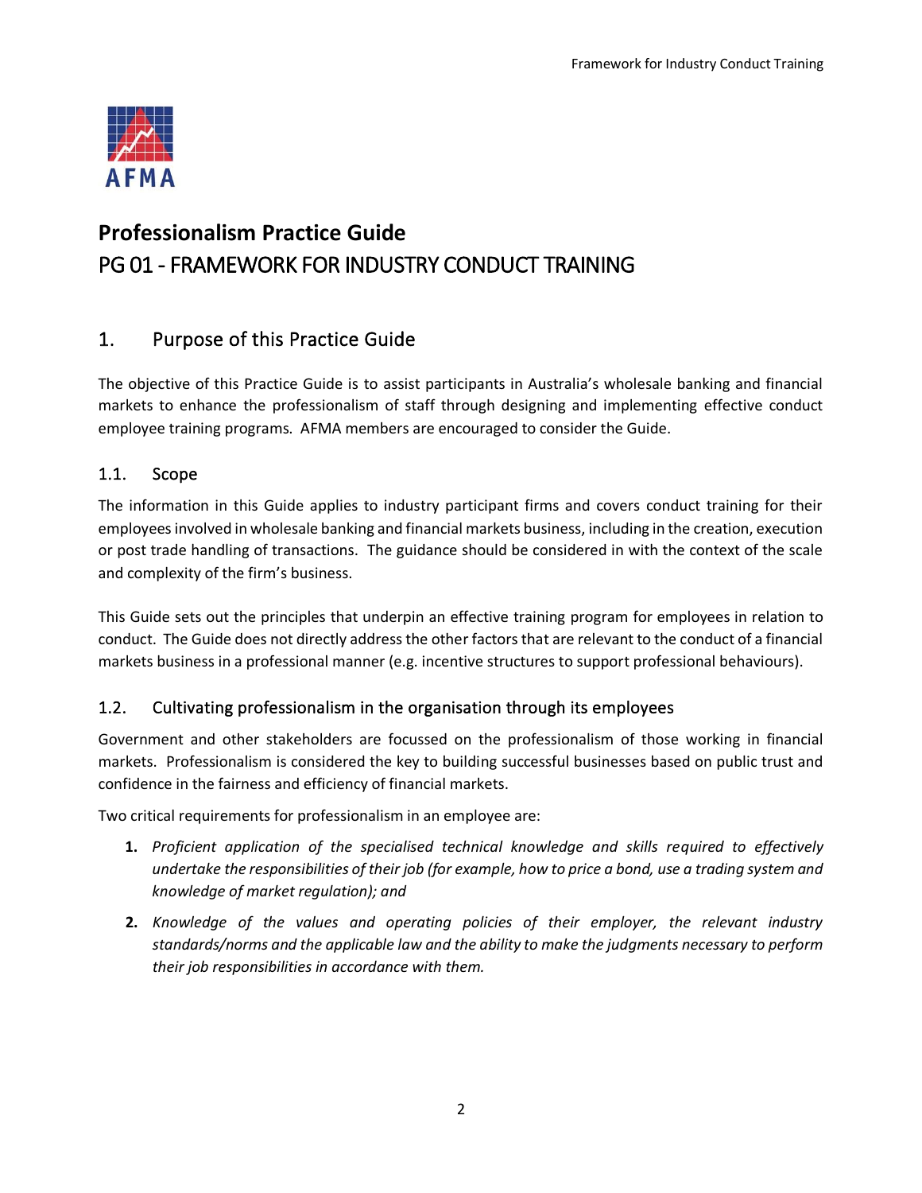# Professionalism Practice Guide

# PG 01 - FRAMEWORK FOR INDUSTRY CONDUCT TRAINING

## 1. Purpose of this Practice Guide

The objective of this Practice Guide is to assist participants in Australia's wholesale banking and financial markets to enhance the professionalism of staff through designing and implementing effective conduct employee training programs. AFMA members are encouraged to consider the Guide.

### 1.1. Scope

The information in this Guide applies to industry participant firms and covers conduct training for their employees involved in wholesale banking and financial markets business, including in the creation, execution or post trade handling of transactions. The guidance should be considered in with the context of the scale and complexity of the firm's business.

This Guide sets out the principles that underpin an effective training program for employees in relation to conduct. The Guide does not directly address the other factors that are relevant to the conduct of a financial markets business in a professional manner (e.g. incentive structures to support professional behaviours).

### 1.2. Cultivating professionalism in the organisation through its employees

Government and other stakeholders are focussed on the professionalism of those working in financial markets. Professionalism is considered the key to building successful businesses based on public trust and confidence in the fairness and efficiency of financial markets.

Two critical requirements for professionalism in an employee are:

1. *Proficient application of the specialised technical knowledge and skills required to effectively undertake the responsibilities of their job (for example, how to price a bond, use a trading system and knowledge of market regulation); and*
2. *Knowledge of the values and operating policies of their employer, the relevant industry standards/norms and the applicable law and the ability to make the judgments necessary to perform their job responsibilities in accordance with them.*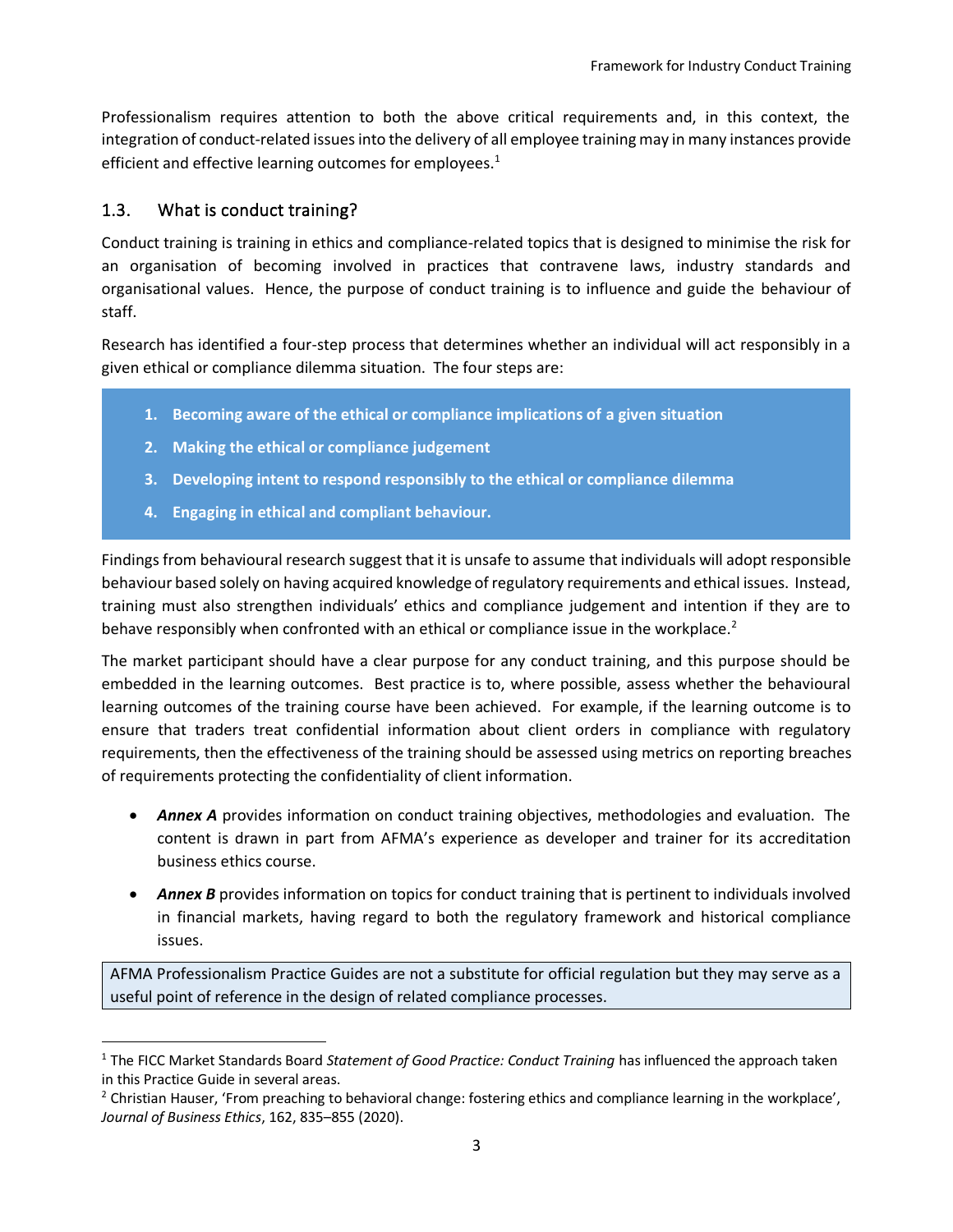Professionalism requires attention to both the above critical requirements and, in this context, the integration of conduct-related issues into the delivery of all employee training may in many instances provide efficient and effective learning outcomes for employees.[1]

## 1.3. What is conduct training?

Conduct training is training in ethics and compliance-related topics that is designed to minimise the risk for an organisation of becoming involved in practices that contravene laws, industry standards and organisational values. Hence, the purpose of conduct training is to influence and guide the behaviour of staff.

Research has identified a four-step process that determines whether an individual will act responsibly in a given ethical or compliance dilemma situation. The four steps are:

1. **Becoming aware of the ethical or compliance implications of a given situation**
2. **Making the ethical or compliance judgement**
3. **Developing intent to respond responsibly to the ethical or compliance dilemma**
4. **Engaging in ethical and compliant behaviour.**

Findings from behavioural research suggest that it is unsafe to assume that individuals will adopt responsible behaviour based solely on having acquired knowledge of regulatory requirements and ethical issues. Instead, training must also strengthen individuals' ethics and compliance judgement and intention if they are to behave responsibly when confronted with an ethical or compliance issue in the workplace.[2]

The market participant should have a clear purpose for any conduct training, and this purpose should be embedded in the learning outcomes. Best practice is to, where possible, assess whether the behavioural learning outcomes of the training course have been achieved. For example, if the learning outcome is to ensure that traders treat confidential information about client orders in compliance with regulatory requirements, then the effectiveness of the training should be assessed using metrics on reporting breaches of requirements protecting the confidentiality of client information.

- ***Annex A*** provides information on conduct training objectives, methodologies and evaluation. The content is drawn in part from AFMA's experience as developer and trainer for its accreditation business ethics course.
- ***Annex B*** provides information on topics for conduct training that is pertinent to individuals involved in financial markets, having regard to both the regulatory framework and historical compliance issues.

AFMA Professionalism Practice Guides are not a substitute for official regulation but they may serve as a useful point of reference in the design of related compliance processes.

---

[1] The FICC Market Standards Board *Statement of Good Practice: Conduct Training* has influenced the approach taken in this Practice Guide in several areas.

[2] Christian Hauser, 'From preaching to behavioral change: fostering ethics and compliance learning in the workplace', *Journal of Business Ethics*, 162, 835–855 (2020).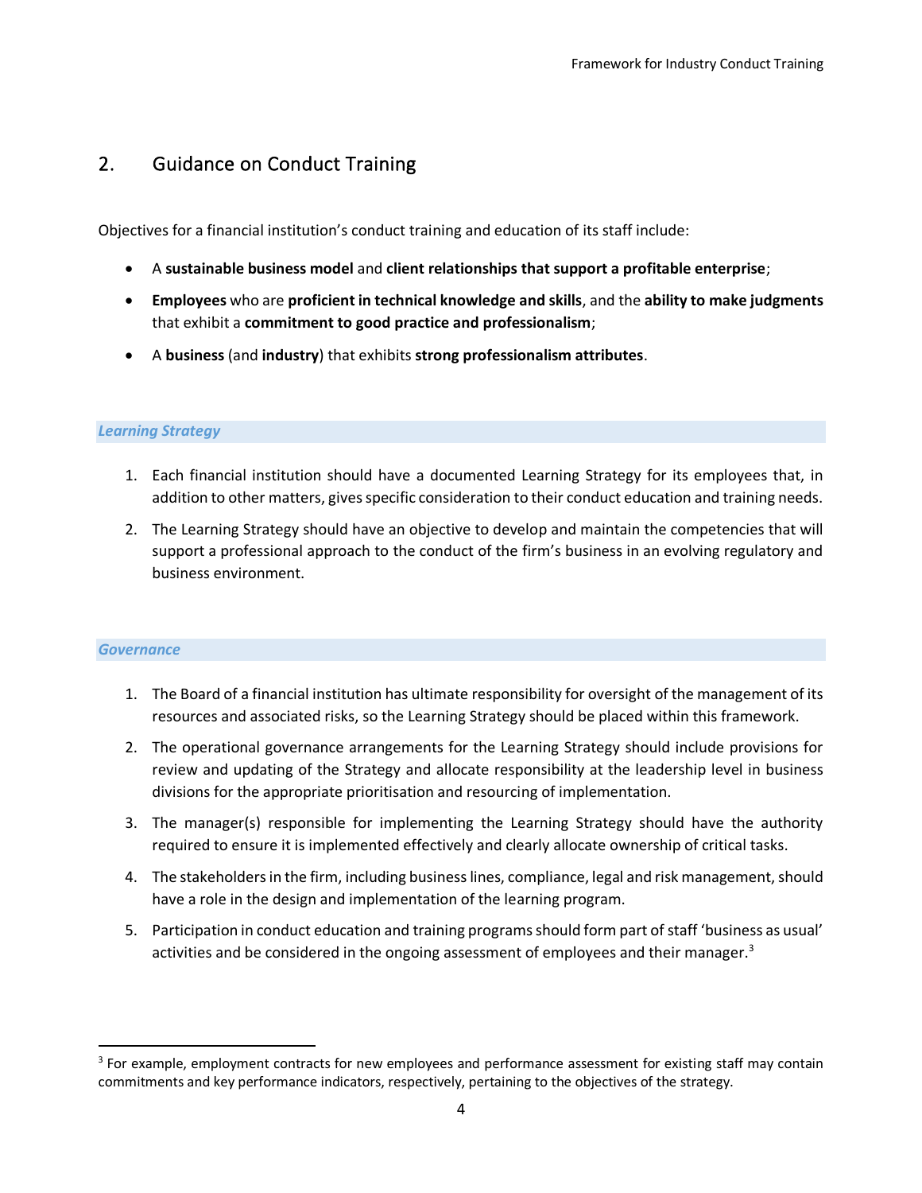## 2. Guidance on Conduct Training

Objectives for a financial institution's conduct training and education of its staff include:

- A **sustainable business model** and **client relationships that support a profitable enterprise**;
- **Employees** who are **proficient in technical knowledge and skills**, and the **ability to make judgments** that exhibit a **commitment to good practice and professionalism**;
- A **business** (and **industry**) that exhibits **strong professionalism attributes**.

### *Learning Strategy*

1. Each financial institution should have a documented Learning Strategy for its employees that, in addition to other matters, gives specific consideration to their conduct education and training needs.
2. The Learning Strategy should have an objective to develop and maintain the competencies that will support a professional approach to the conduct of the firm's business in an evolving regulatory and business environment.

### *Governance*

1. The Board of a financial institution has ultimate responsibility for oversight of the management of its resources and associated risks, so the Learning Strategy should be placed within this framework.
2. The operational governance arrangements for the Learning Strategy should include provisions for review and updating of the Strategy and allocate responsibility at the leadership level in business divisions for the appropriate prioritisation and resourcing of implementation.
3. The manager(s) responsible for implementing the Learning Strategy should have the authority required to ensure it is implemented effectively and clearly allocate ownership of critical tasks.
4. The stakeholders in the firm, including business lines, compliance, legal and risk management, should have a role in the design and implementation of the learning program.
5. Participation in conduct education and training programs should form part of staff 'business as usual' activities and be considered in the ongoing assessment of employees and their manager.[3]

---

[3] For example, employment contracts for new employees and performance assessment for existing staff may contain commitments and key performance indicators, respectively, pertaining to the objectives of the strategy.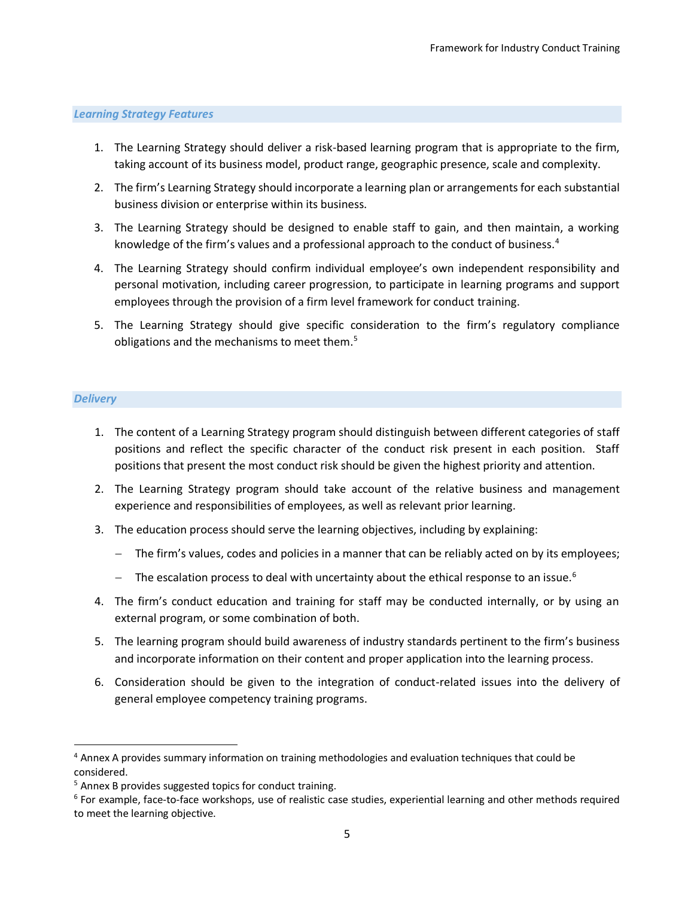### *Learning Strategy Features*

1. The Learning Strategy should deliver a risk-based learning program that is appropriate to the firm, taking account of its business model, product range, geographic presence, scale and complexity.
2. The firm's Learning Strategy should incorporate a learning plan or arrangements for each substantial business division or enterprise within its business.
3. The Learning Strategy should be designed to enable staff to gain, and then maintain, a working knowledge of the firm's values and a professional approach to the conduct of business.[4]
4. The Learning Strategy should confirm individual employee's own independent responsibility and personal motivation, including career progression, to participate in learning programs and support employees through the provision of a firm level framework for conduct training.
5. The Learning Strategy should give specific consideration to the firm's regulatory compliance obligations and the mechanisms to meet them.[5]

### *Delivery*

1. The content of a Learning Strategy program should distinguish between different categories of staff positions and reflect the specific character of the conduct risk present in each position. Staff positions that present the most conduct risk should be given the highest priority and attention.
2. The Learning Strategy program should take account of the relative business and management experience and responsibilities of employees, as well as relevant prior learning.
3. The education process should serve the learning objectives, including by explaining:
   - The firm's values, codes and policies in a manner that can be reliably acted on by its employees;
   - The escalation process to deal with uncertainty about the ethical response to an issue.[6]
4. The firm's conduct education and training for staff may be conducted internally, or by using an external program, or some combination of both.
5. The learning program should build awareness of industry standards pertinent to the firm's business and incorporate information on their content and proper application into the learning process.
6. Consideration should be given to the integration of conduct-related issues into the delivery of general employee competency training programs.

---

[4] Annex A provides summary information on training methodologies and evaluation techniques that could be considered.

[5] Annex B provides suggested topics for conduct training.

[6] For example, face-to-face workshops, use of realistic case studies, experiential learning and other methods required to meet the learning objective.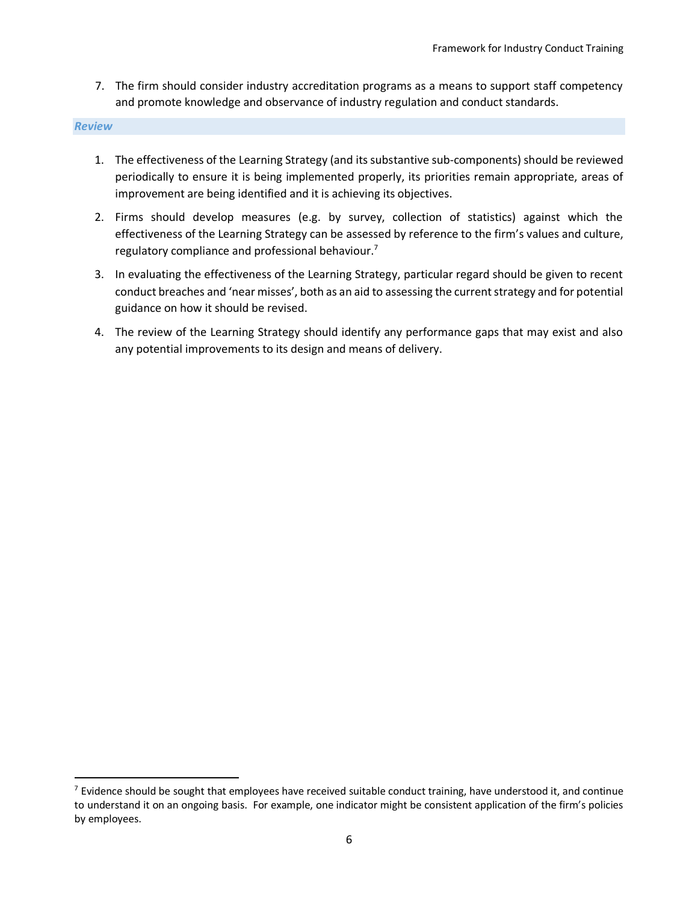7. The firm should consider industry accreditation programs as a means to support staff competency and promote knowledge and observance of industry regulation and conduct standards.

### *Review*

1. The effectiveness of the Learning Strategy (and its substantive sub-components) should be reviewed periodically to ensure it is being implemented properly, its priorities remain appropriate, areas of improvement are being identified and it is achieving its objectives.
2. Firms should develop measures (e.g. by survey, collection of statistics) against which the effectiveness of the Learning Strategy can be assessed by reference to the firm's values and culture, regulatory compliance and professional behaviour.[7]
3. In evaluating the effectiveness of the Learning Strategy, particular regard should be given to recent conduct breaches and 'near misses', both as an aid to assessing the current strategy and for potential guidance on how it should be revised.
4. The review of the Learning Strategy should identify any performance gaps that may exist and also any potential improvements to its design and means of delivery.

---

[7] Evidence should be sought that employees have received suitable conduct training, have understood it, and continue to understand it on an ongoing basis. For example, one indicator might be consistent application of the firm's policies by employees.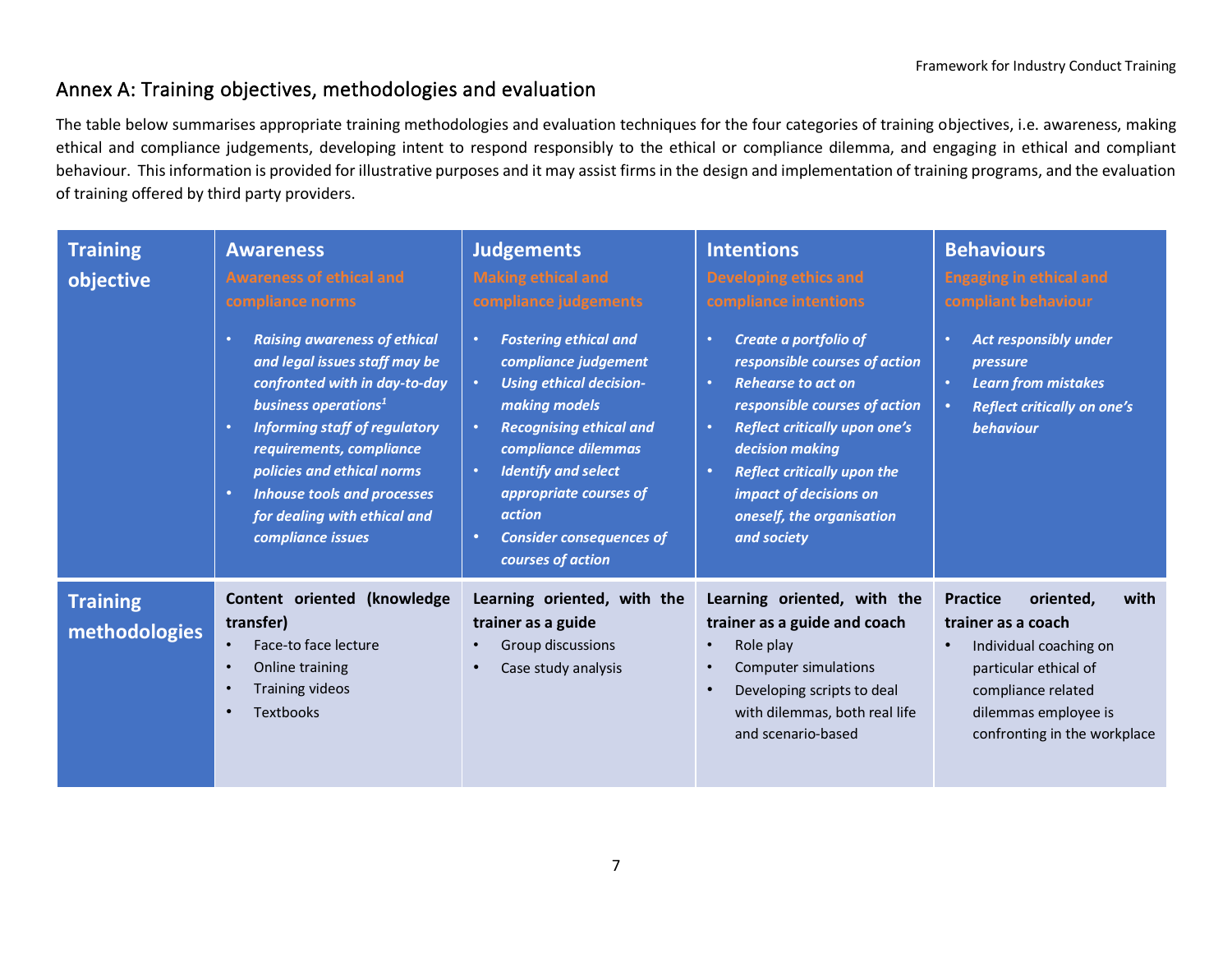## Annex A: Training objectives, methodologies and evaluation

The table below summarises appropriate training methodologies and evaluation techniques for the four categories of training objectives, i.e. awareness, making ethical and compliance judgements, developing intent to respond responsibly to the ethical or compliance dilemma, and engaging in ethical and compliant behaviour. This information is provided for illustrative purposes and it may assist firms in the design and implementation of training programs, and the evaluation of training offered by third party providers.

| Training objective | Awareness | Judgements | Intentions | Behaviours |
|---|---|---|---|---|
| | **Awareness of ethical and compliance norms**<br>• ***Raising awareness of ethical and legal issues staff may be confronted with in day-to-day business operations[1]***<br>• ***Informing staff of regulatory requirements, compliance policies and ethical norms***<br>• ***Inhouse tools and processes for dealing with ethical and compliance issues*** | **Making ethical and compliance judgements**<br>• ***Fostering ethical and compliance judgement***<br>• ***Using ethical decision-making models***<br>• ***Recognising ethical and compliance dilemmas***<br>• ***Identify and select appropriate courses of action***<br>• ***Consider consequences of courses of action*** | **Developing ethics and compliance intentions**<br>• ***Create a portfolio of responsible courses of action***<br>• ***Rehearse to act on responsible courses of action***<br>• ***Reflect critically upon one's decision making***<br>• ***Reflect critically upon the impact of decisions on oneself, the organisation and society*** | **Engaging in ethical and compliant behaviour**<br>• ***Act responsibly under pressure***<br>• ***Learn from mistakes***<br>• ***Reflect critically on one's behaviour*** |
| **Training methodologies** | **Content oriented (knowledge transfer)**<br>• Face-to face lecture<br>• Online training<br>• Training videos<br>• Textbooks | **Learning oriented, with the trainer as a guide**<br>• Group discussions<br>• Case study analysis | **Learning oriented, with the trainer as a guide and coach**<br>• Role play<br>• Computer simulations<br>• Developing scripts to deal with dilemmas, both real life and scenario-based | **Practice oriented, with trainer as a coach**<br>• Individual coaching on particular ethical of compliance related dilemmas employee is confronting in the workplace |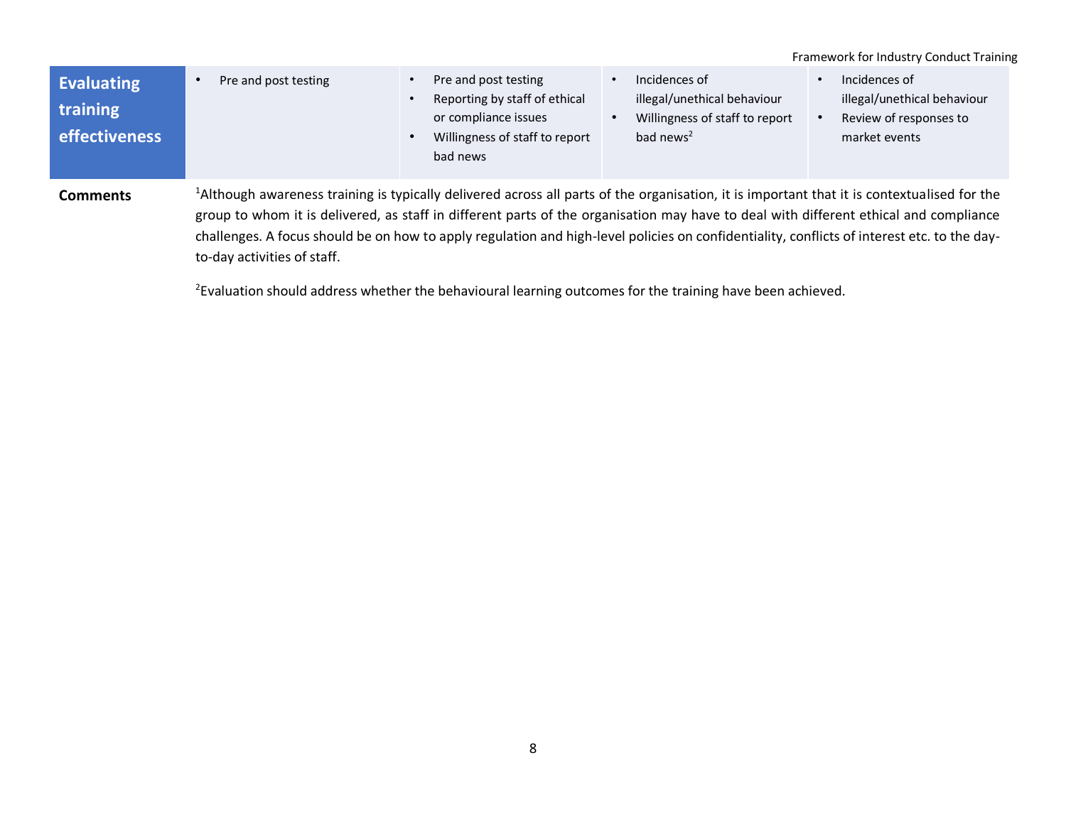| Evaluating training effectiveness | • Pre and post testing | • Pre and post testing<br>• Reporting by staff of ethical or compliance issues<br>• Willingness of staff to report bad news | • Incidences of illegal/unethical behaviour<br>• Willingness of staff to report bad news[2] | • Incidences of illegal/unethical behaviour<br>• Review of responses to market events |
|---|---|---|---|---|

**Comments**

[1]Although awareness training is typically delivered across all parts of the organisation, it is important that it is contextualised for the group to whom it is delivered, as staff in different parts of the organisation may have to deal with different ethical and compliance challenges. A focus should be on how to apply regulation and high-level policies on confidentiality, conflicts of interest etc. to the day-to-day activities of staff.

[2]Evaluation should address whether the behavioural learning outcomes for the training have been achieved.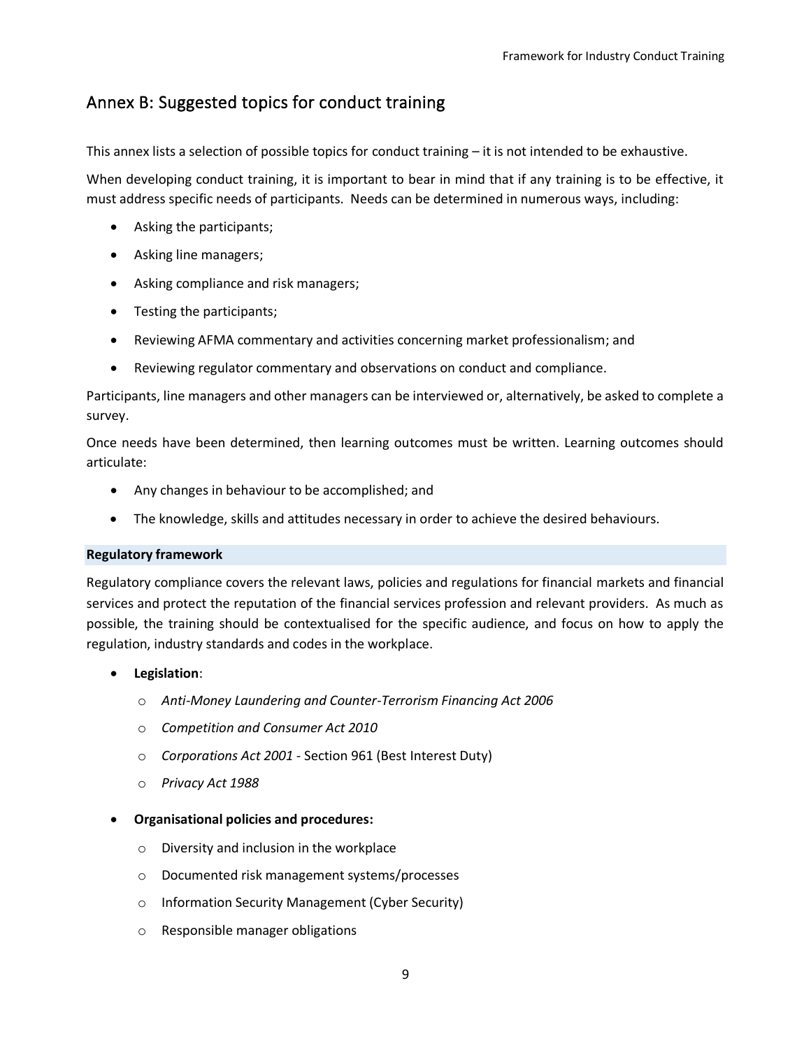## Annex B: Suggested topics for conduct training

This annex lists a selection of possible topics for conduct training – it is not intended to be exhaustive.

When developing conduct training, it is important to bear in mind that if any training is to be effective, it must address specific needs of participants. Needs can be determined in numerous ways, including:

- Asking the participants;
- Asking line managers;
- Asking compliance and risk managers;
- Testing the participants;
- Reviewing AFMA commentary and activities concerning market professionalism; and
- Reviewing regulator commentary and observations on conduct and compliance.

Participants, line managers and other managers can be interviewed or, alternatively, be asked to complete a survey.

Once needs have been determined, then learning outcomes must be written. Learning outcomes should articulate:

- Any changes in behaviour to be accomplished; and
- The knowledge, skills and attitudes necessary in order to achieve the desired behaviours.

**Regulatory framework**

Regulatory compliance covers the relevant laws, policies and regulations for financial markets and financial services and protect the reputation of the financial services profession and relevant providers. As much as possible, the training should be contextualised for the specific audience, and focus on how to apply the regulation, industry standards and codes in the workplace.

- **Legislation**:
  - *Anti-Money Laundering and Counter-Terrorism Financing Act 2006*
  - *Competition and Consumer Act 2010*
  - *Corporations Act 2001* - Section 961 (Best Interest Duty)
  - *Privacy Act 1988*
- **Organisational policies and procedures:**
  - Diversity and inclusion in the workplace
  - Documented risk management systems/processes
  - Information Security Management (Cyber Security)
  - Responsible manager obligations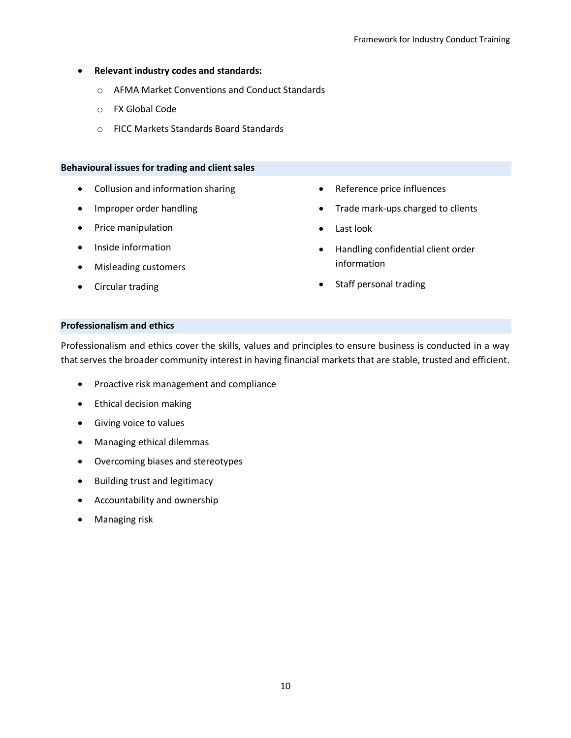- **Relevant industry codes and standards:**
  - AFMA Market Conventions and Conduct Standards
  - FX Global Code
  - FICC Markets Standards Board Standards

### Behavioural issues for trading and client sales

- Collusion and information sharing
- Improper order handling
- Price manipulation
- Inside information
- Misleading customers
- Circular trading
- Reference price influences
- Trade mark-ups charged to clients
- Last look
- Handling confidential client order information
- Staff personal trading

### Professionalism and ethics

Professionalism and ethics cover the skills, values and principles to ensure business is conducted in a way that serves the broader community interest in having financial markets that are stable, trusted and efficient.

- Proactive risk management and compliance
- Ethical decision making
- Giving voice to values
- Managing ethical dilemmas
- Overcoming biases and stereotypes
- Building trust and legitimacy
- Accountability and ownership
- Managing risk